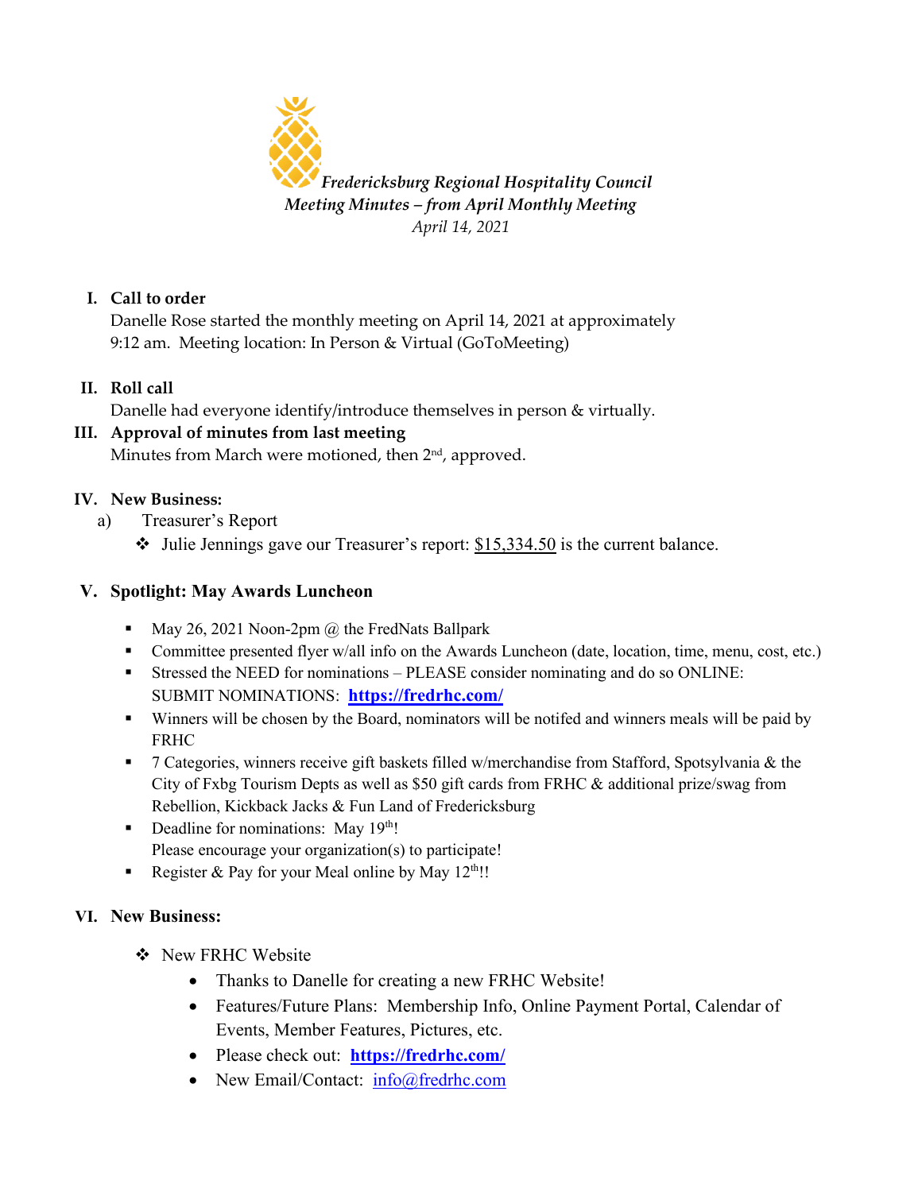*Fredericksburg Regional Hospitality Council*

*Meeting Minutes – from April Monthly Meeting*

*April 14, 2021*

**I. Call to order**

Danelle Rose started the monthly meeting on April 14, 2021 at approximately 9:12 am. Meeting location: In Person & Virtual (GoToMeeting)

**II. Roll call**

Danelle had everyone identify/introduce themselves in person & virtually.

**III. Approval of minutes from last meeting**

Minutes from March were motioned, then 2nd, approved.

**IV. New Business:**

a) Treasurer's Report

- Julie Jennings gave our Treasurer's report: $15,334.50 is the current balance.

**V. Spotlight: May Awards Luncheon**

- May 26, 2021 Noon-2pm @ the FredNats Ballpark
- Committee presented flyer w/all info on the Awards Luncheon (date, location, time, menu, cost, etc.)
- Stressed the NEED for nominations – PLEASE consider nominating and do so ONLINE: SUBMIT NOMINATIONS: **https://fredrhc.com/**
- Winners will be chosen by the Board, nominators will be notifed and winners meals will be paid by FRHC
- 7 Categories, winners receive gift baskets filled w/merchandise from Stafford, Spotsylvania & the City of Fxbg Tourism Depts as well as $50 gift cards from FRHC & additional prize/swag from Rebellion, Kickback Jacks & Fun Land of Fredericksburg
- Deadline for nominations: May 19th!
  Please encourage your organization(s) to participate!
- Register & Pay for your Meal online by May 12th!!

**VI. New Business:**

- New FRHC Website
  - Thanks to Danelle for creating a new FRHC Website!
  - Features/Future Plans: Membership Info, Online Payment Portal, Calendar of Events, Member Features, Pictures, etc.
  - Please check out: **https://fredrhc.com/**
  - New Email/Contact: info@fredrhc.com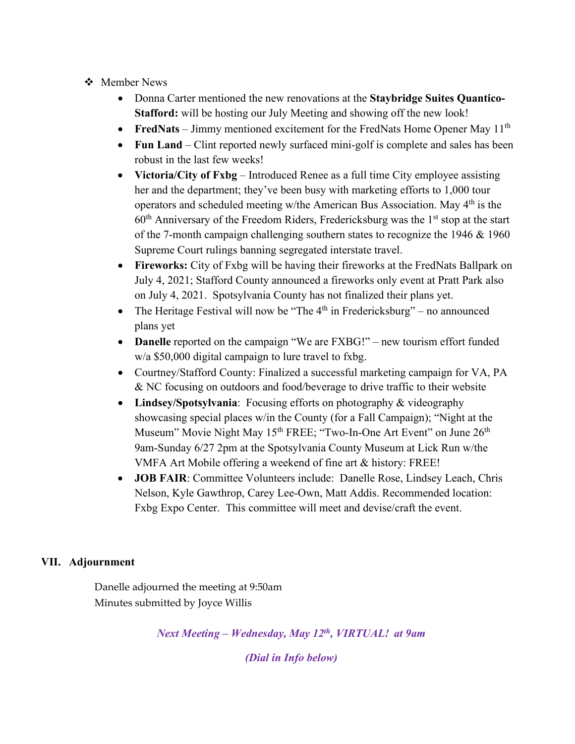- Member News
  - Donna Carter mentioned the new renovations at the **Staybridge Suites Quantico-Stafford:** will be hosting our July Meeting and showing off the new look!
  - **FredNats** – Jimmy mentioned excitement for the FredNats Home Opener May 11th
  - **Fun Land** – Clint reported newly surfaced mini-golf is complete and sales has been robust in the last few weeks!
  - **Victoria/City of Fxbg** – Introduced Renee as a full time City employee assisting her and the department; they've been busy with marketing efforts to 1,000 tour operators and scheduled meeting w/the American Bus Association. May 4th is the 60th Anniversary of the Freedom Riders, Fredericksburg was the 1st stop at the start of the 7-month campaign challenging southern states to recognize the 1946 & 1960 Supreme Court rulings banning segregated interstate travel.
  - **Fireworks:** City of Fxbg will be having their fireworks at the FredNats Ballpark on July 4, 2021; Stafford County announced a fireworks only event at Pratt Park also on July 4, 2021. Spotsylvania County has not finalized their plans yet.
  - The Heritage Festival will now be "The 4th in Fredericksburg" – no announced plans yet
  - **Danelle** reported on the campaign "We are FXBG!" – new tourism effort funded w/a $50,000 digital campaign to lure travel to fxbg.
  - Courtney/Stafford County: Finalized a successful marketing campaign for VA, PA & NC focusing on outdoors and food/beverage to drive traffic to their website
  - **Lindsey/Spotsylvania**: Focusing efforts on photography & videography showcasing special places w/in the County (for a Fall Campaign); "Night at the Museum" Movie Night May 15th FREE; "Two-In-One Art Event" on June 26th 9am-Sunday 6/27 2pm at the Spotsylvania County Museum at Lick Run w/the VMFA Art Mobile offering a weekend of fine art & history: FREE!
  - **JOB FAIR**: Committee Volunteers include: Danelle Rose, Lindsey Leach, Chris Nelson, Kyle Gawthrop, Carey Lee-Own, Matt Addis. Recommended location: Fxbg Expo Center. This committee will meet and devise/craft the event.

## VII. Adjournment

Danelle adjourned the meeting at 9:50am
Minutes submitted by Joyce Willis

***Next Meeting – Wednesday, May 12th, VIRTUAL! at 9am***

***(Dial in Info below)***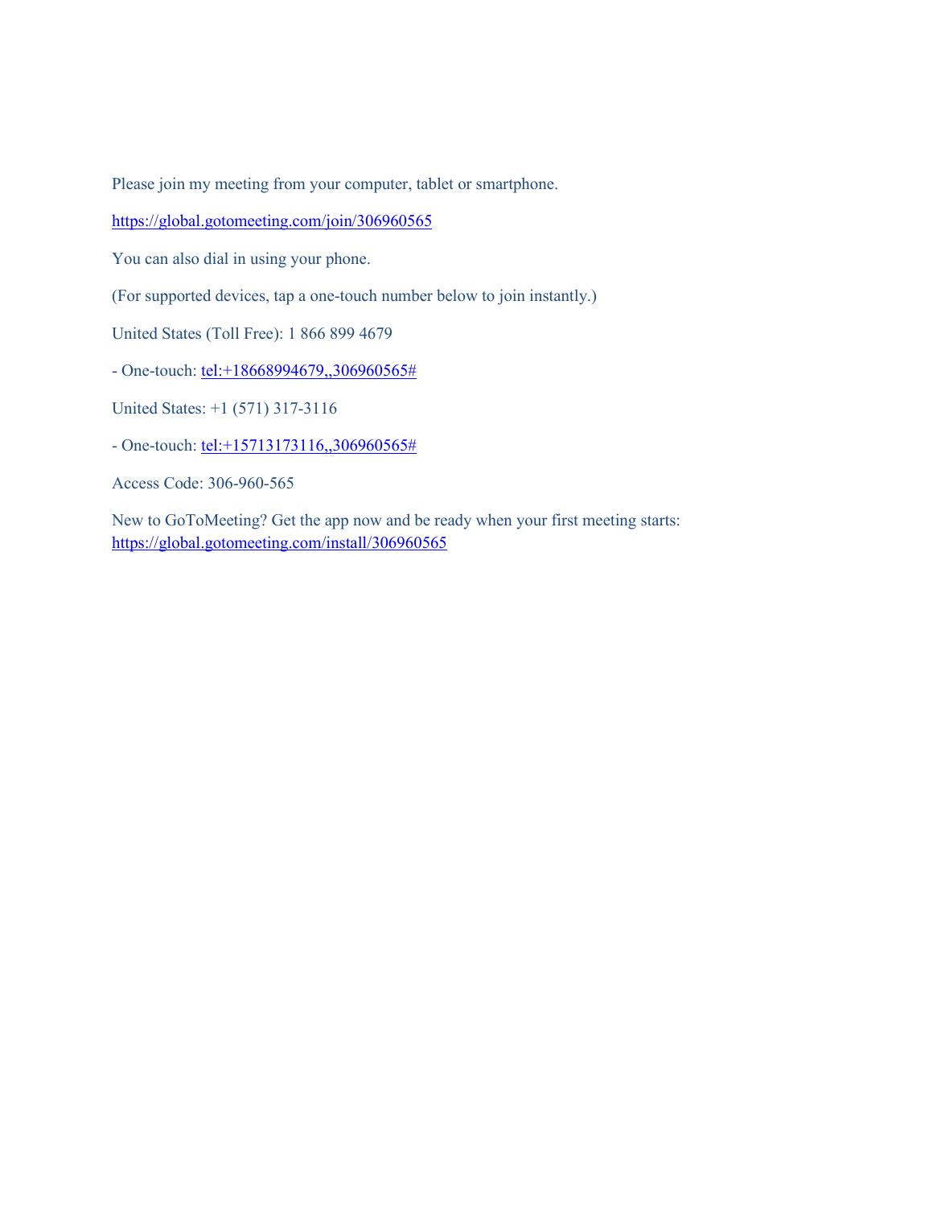Please join my meeting from your computer, tablet or smartphone.

https://global.gotomeeting.com/join/306960565

You can also dial in using your phone.

(For supported devices, tap a one-touch number below to join instantly.)

United States (Toll Free): 1 866 899 4679

- One-touch: tel:+18668994679,,306960565#

United States: +1 (571) 317-3116

- One-touch: tel:+15713173116,,306960565#

Access Code: 306-960-565

New to GoToMeeting? Get the app now and be ready when your first meeting starts: https://global.gotomeeting.com/install/306960565